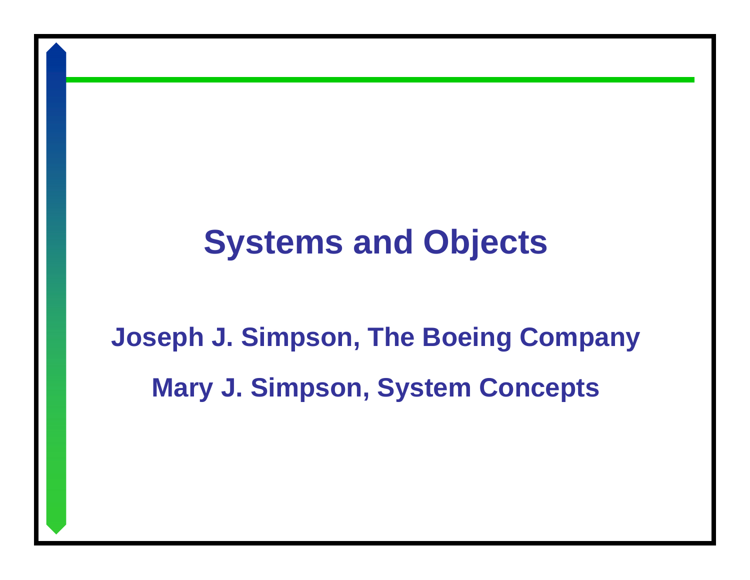# Systems and Objects

**Joseph J. Simpson, The Boeing Company**

**Mary J. Simpson, System Concepts**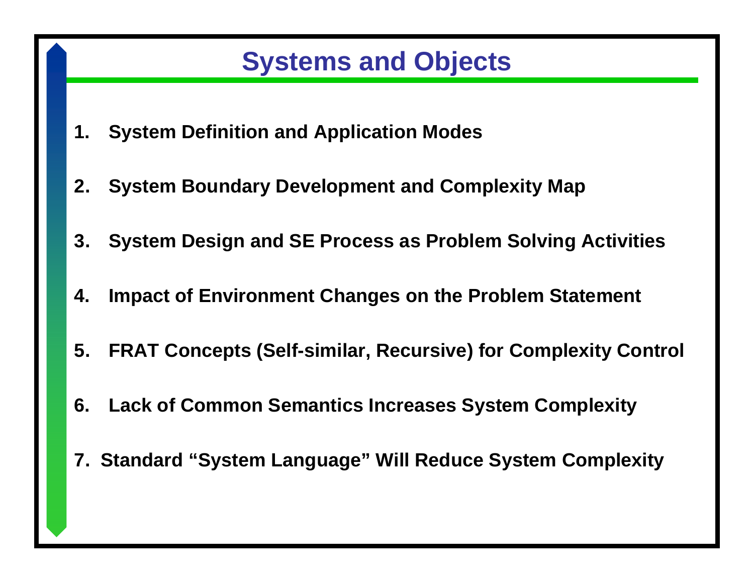# Systems and Objects

1. **System Definition and Application Modes**
2. **System Boundary Development and Complexity Map**
3. **System Design and SE Process as Problem Solving Activities**
4. **Impact of Environment Changes on the Problem Statement**
5. **FRAT Concepts (Self-similar, Recursive) for Complexity Control**
6. **Lack of Common Semantics Increases System Complexity**
7. **Standard "System Language" Will Reduce System Complexity**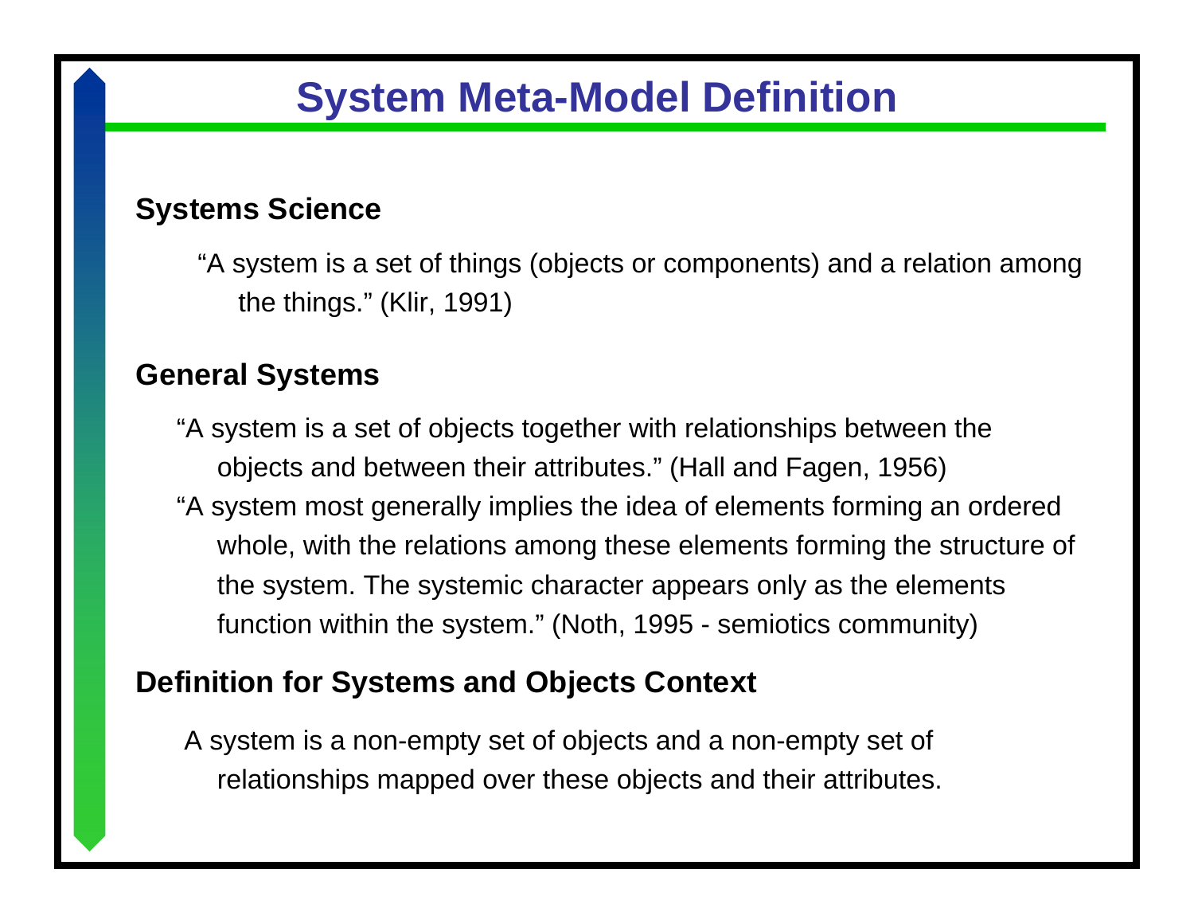# System Meta-Model Definition

### Systems Science

"A system is a set of things (objects or components) and a relation among the things." (Klir, 1991)

### General Systems

"A system is a set of objects together with relationships between the objects and between their attributes." (Hall and Fagen, 1956)

"A system most generally implies the idea of elements forming an ordered whole, with the relations among these elements forming the structure of the system. The systemic character appears only as the elements function within the system." (Noth, 1995 - semiotics community)

### Definition for Systems and Objects Context

A system is a non-empty set of objects and a non-empty set of relationships mapped over these objects and their attributes.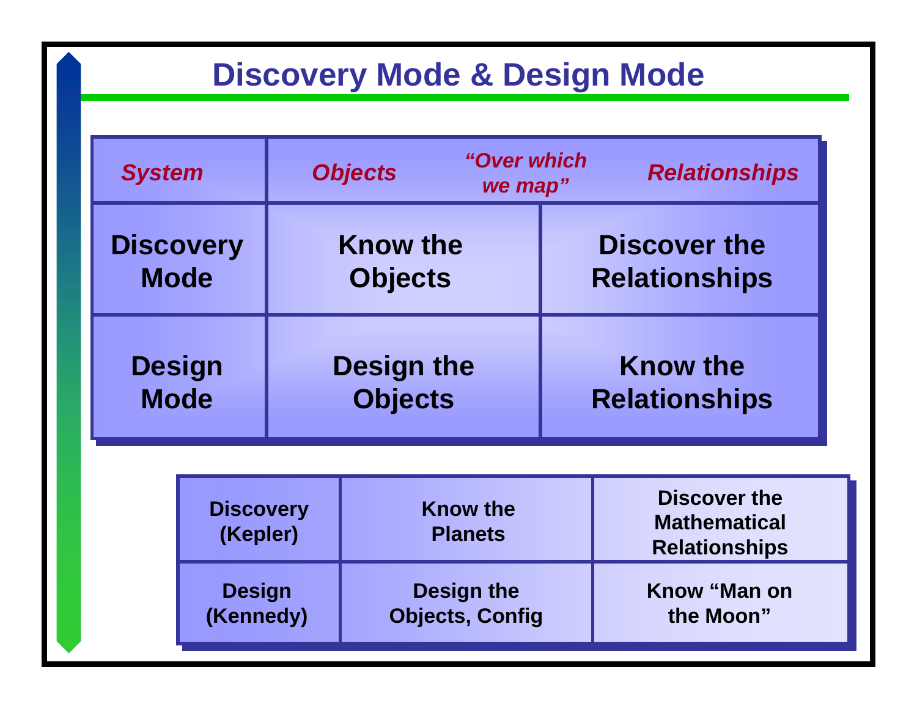# Discovery Mode & Design Mode

| *System* | *Objects* | *"Over which we map"* | *Relationships* |
|---|---|---|---|
| **Discovery Mode** | **Know the Objects** | | **Discover the Relationships** |
| **Design Mode** | **Design the Objects** | | **Know the Relationships** |

| | | |
|---|---|---|
| **Discovery (Kepler)** | **Know the Planets** | **Discover the Mathematical Relationships** |
| **Design (Kennedy)** | **Design the Objects, Config** | **Know "Man on the Moon"** |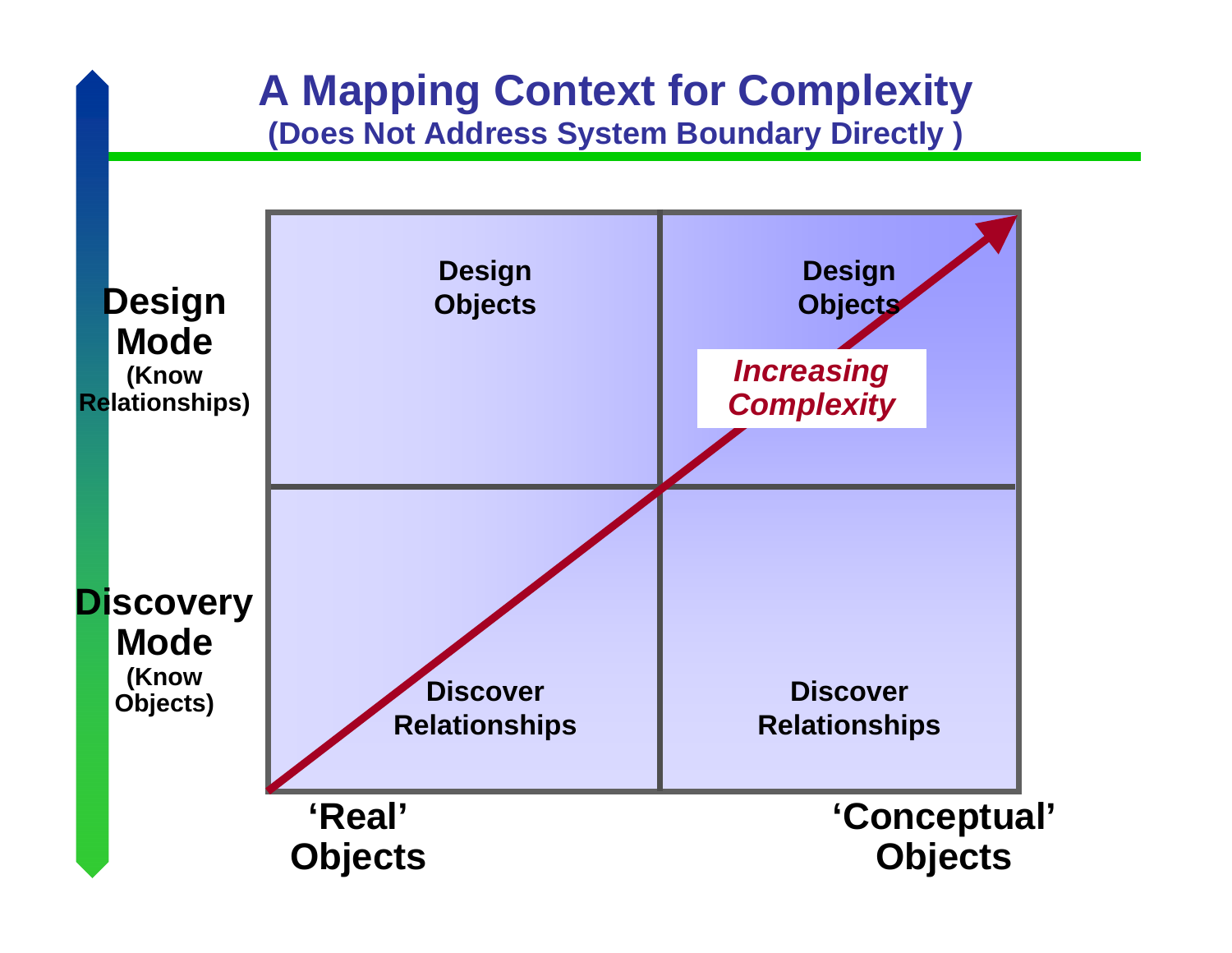# A Mapping Context for Complexity

## (Does Not Address System Boundary Directly )

| | 'Real' Objects | 'Conceptual' Objects |
|---|---|---|
| **Design Mode** (Know Relationships) | Design Objects | Design Objects |
| **Discovery Mode** (Know Objects) | Discover Relationships | Discover Relationships |

*Increasing Complexity*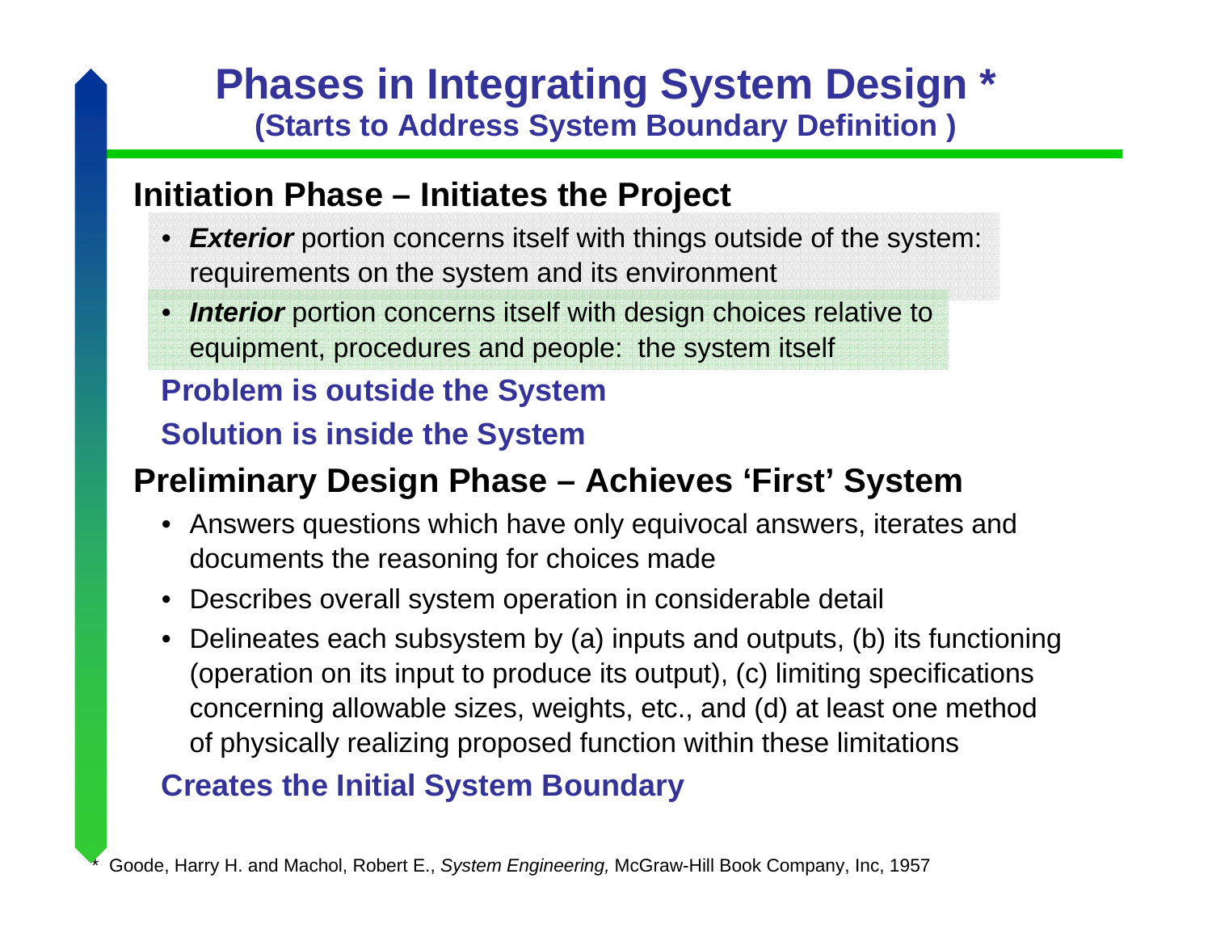# Phases in Integrating System Design *

## (Starts to Address System Boundary Definition )

### Initiation Phase – Initiates the Project

- ***Exterior*** portion concerns itself with things outside of the system: requirements on the system and its environment
- ***Interior*** portion concerns itself with design choices relative to equipment, procedures and people: the system itself

**Problem is outside the System**

**Solution is inside the System**

### Preliminary Design Phase – Achieves 'First' System

- Answers questions which have only equivocal answers, iterates and documents the reasoning for choices made
- Describes overall system operation in considerable detail
- Delineates each subsystem by (a) inputs and outputs, (b) its functioning (operation on its input to produce its output), (c) limiting specifications concerning allowable sizes, weights, etc., and (d) at least one method of physically realizing proposed function within these limitations

**Creates the Initial System Boundary**

* Goode, Harry H. and Machol, Robert E., *System Engineering,* McGraw-Hill Book Company, Inc, 1957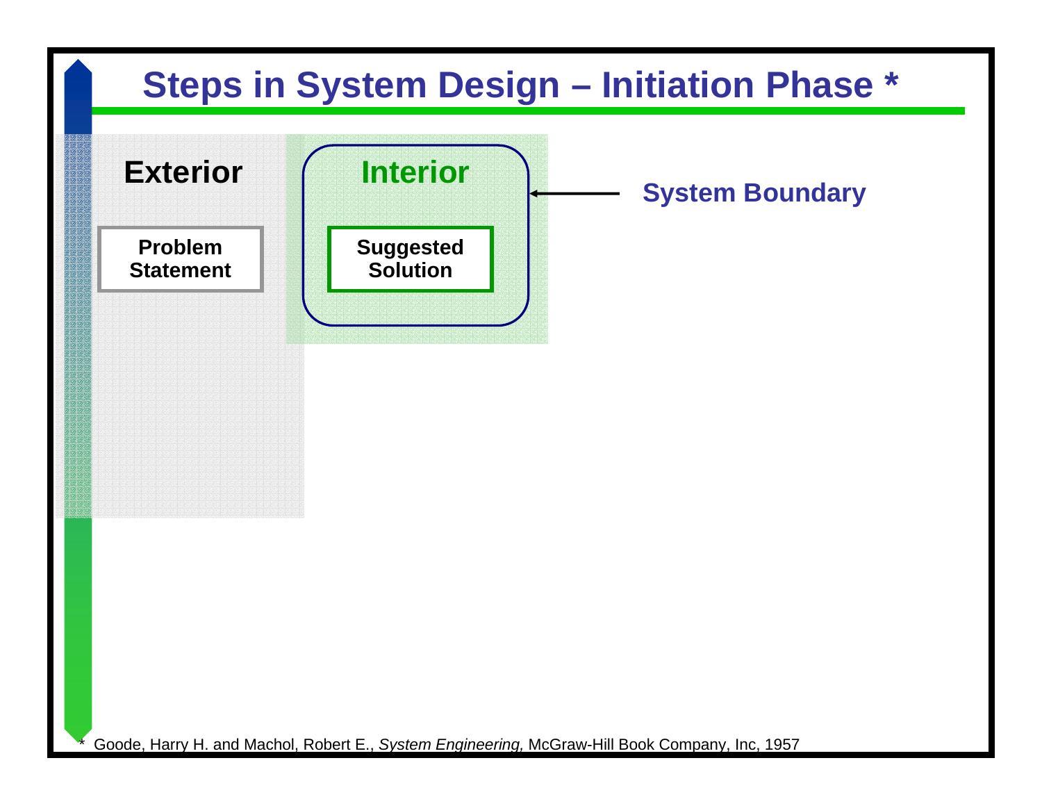# Steps in System Design – Initiation Phase *

**Exterior**

**Problem Statement**

**Interior**

**Suggested Solution**

**System Boundary**

\* Goode, Harry H. and Machol, Robert E., *System Engineering,* McGraw-Hill Book Company, Inc, 1957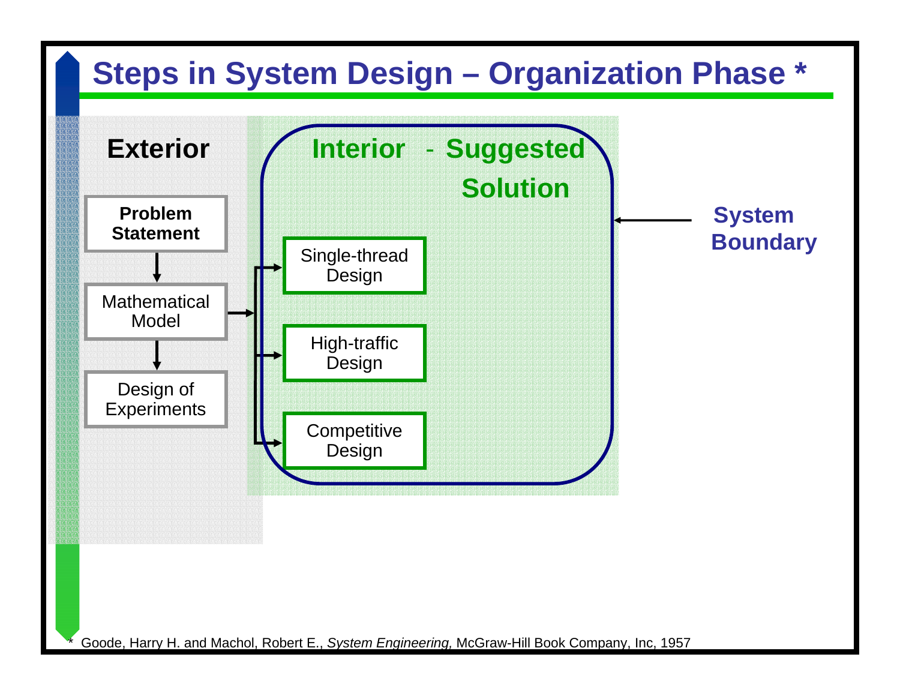# Steps in System Design – Organization Phase *

**Exterior**

**Problem Statement**

Mathematical Model

Design of Experiments

**Interior - Suggested Solution**

Single-thread Design

High-traffic Design

Competitive Design

**System Boundary**

\* Goode, Harry H. and Machol, Robert E., *System Engineering,* McGraw-Hill Book Company, Inc, 1957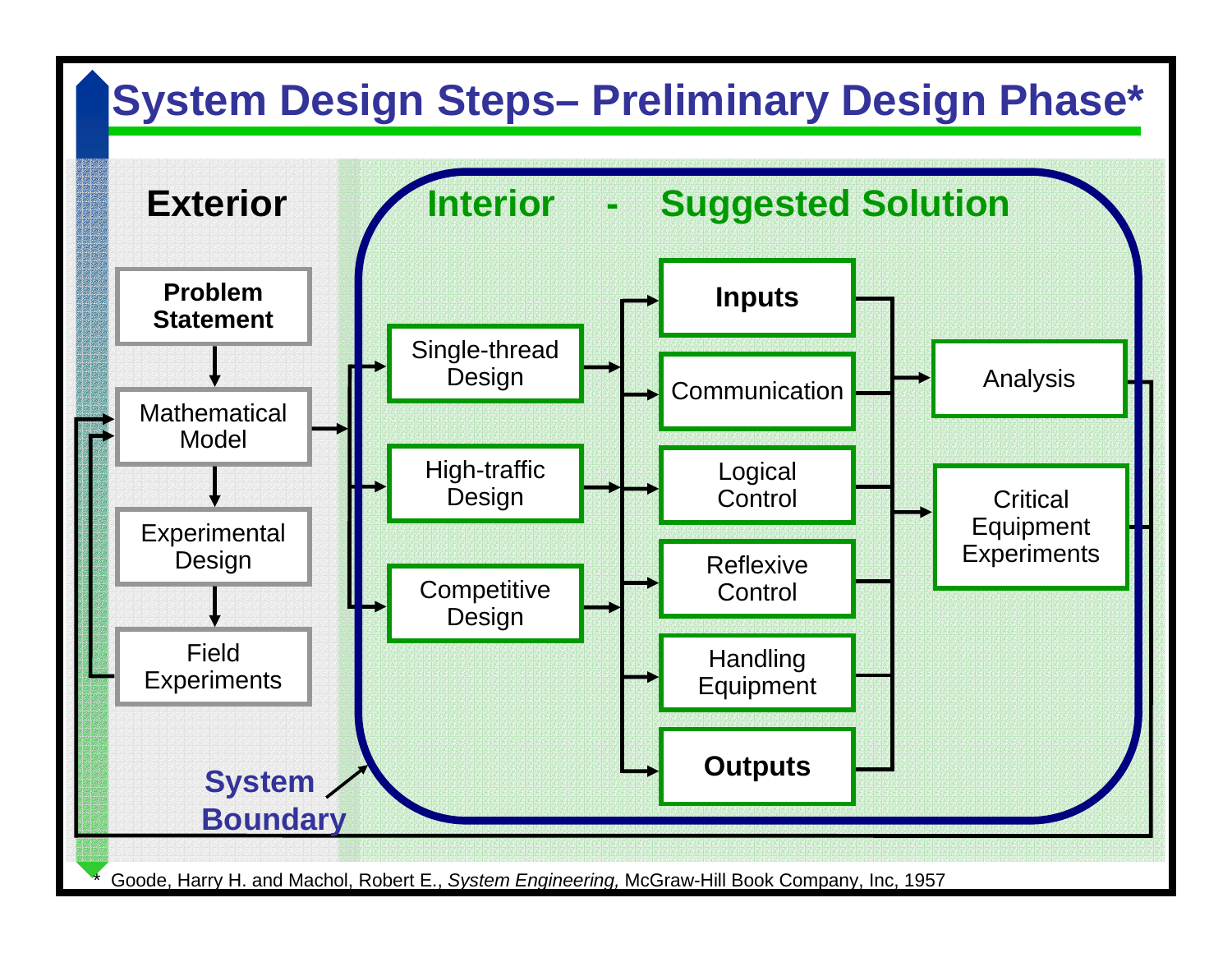# System Design Steps– Preliminary Design Phase*

**Exterior**

- **Problem Statement**
- Mathematical Model
- Experimental Design
- Field Experiments

**Interior - Suggested Solution**

- Single-thread Design
- High-traffic Design
- Competitive Design

- **Inputs**
- Communication
- Logical Control
- Reflexive Control
- Handling Equipment
- **Outputs**

- Analysis
- Critical Equipment Experiments

**System Boundary**

\* Goode, Harry H. and Machol, Robert E., *System Engineering,* McGraw-Hill Book Company, Inc, 1957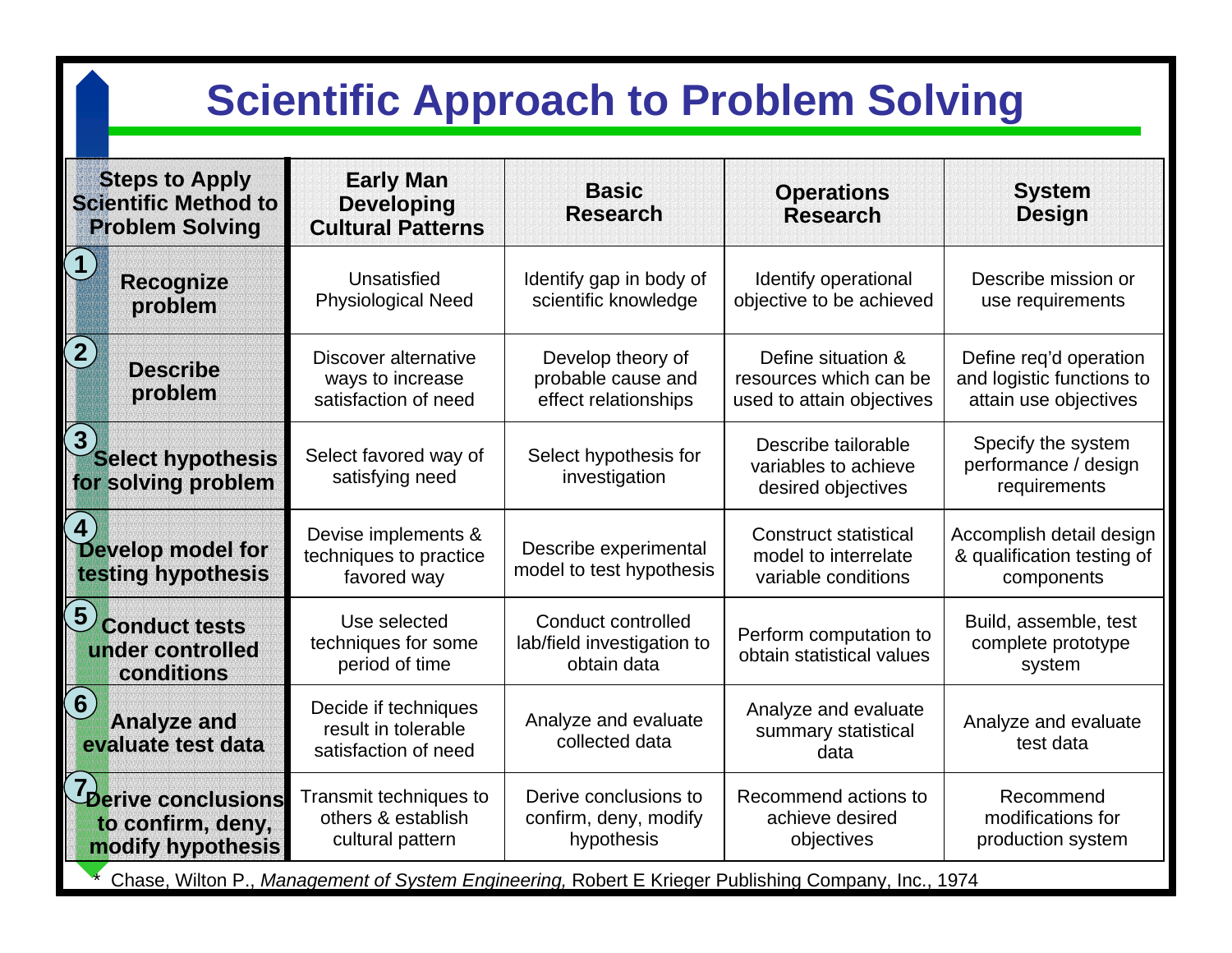# Scientific Approach to Problem Solving

| Steps to Apply Scientific Method to Problem Solving | Early Man Developing Cultural Patterns | Basic Research | Operations Research | System Design |
|---|---|---|---|---|
| 1 Recognize problem | Unsatisfied Physiological Need | Identify gap in body of scientific knowledge | Identify operational objective to be achieved | Describe mission or use requirements |
| 2 Describe problem | Discover alternative ways to increase satisfaction of need | Develop theory of probable cause and effect relationships | Define situation & resources which can be used to attain objectives | Define req'd operation and logistic functions to attain use objectives |
| 3 Select hypothesis for solving problem | Select favored way of satisfying need | Select hypothesis for investigation | Describe tailorable variables to achieve desired objectives | Specify the system performance / design requirements |
| 4 Develop model for testing hypothesis | Devise implements & techniques to practice favored way | Describe experimental model to test hypothesis | Construct statistical model to interrelate variable conditions | Accomplish detail design & qualification testing of components |
| 5 Conduct tests under controlled conditions | Use selected techniques for some period of time | Conduct controlled lab/field investigation to obtain data | Perform computation to obtain statistical values | Build, assemble, test complete prototype system |
| 6 Analyze and evaluate test data | Decide if techniques result in tolerable satisfaction of need | Analyze and evaluate collected data | Analyze and evaluate summary statistical data | Analyze and evaluate test data |
| 7 Derive conclusions to confirm, deny, modify hypothesis | Transmit techniques to others & establish cultural pattern | Derive conclusions to confirm, deny, modify hypothesis | Recommend actions to achieve desired objectives | Recommend modifications for production system |

* Chase, Wilton P., *Management of System Engineering,* Robert E Krieger Publishing Company, Inc., 1974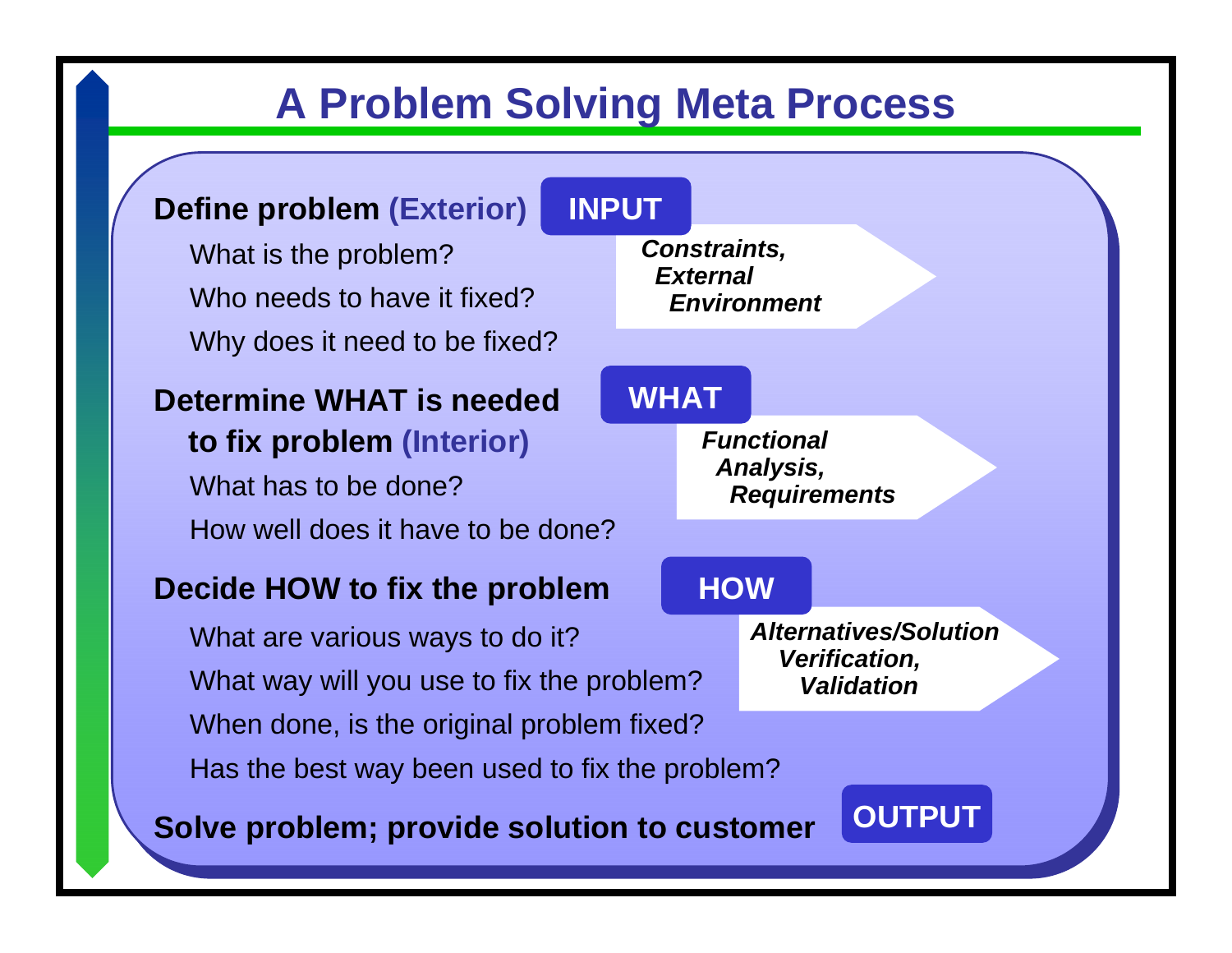# A Problem Solving Meta Process

**Define problem (Exterior)** **INPUT**

- What is the problem?
- Who needs to have it fixed?
- Why does it need to be fixed?

***Constraints, External Environment***

**Determine WHAT is needed to fix problem (Interior)** **WHAT**

- What has to be done?
- How well does it have to be done?

***Functional Analysis, Requirements***

**Decide HOW to fix the problem** **HOW**

- What are various ways to do it?
- What way will you use to fix the problem?
- When done, is the original problem fixed?
- Has the best way been used to fix the problem?

***Alternatives/Solution Verification, Validation***

**Solve problem; provide solution to customer** **OUTPUT**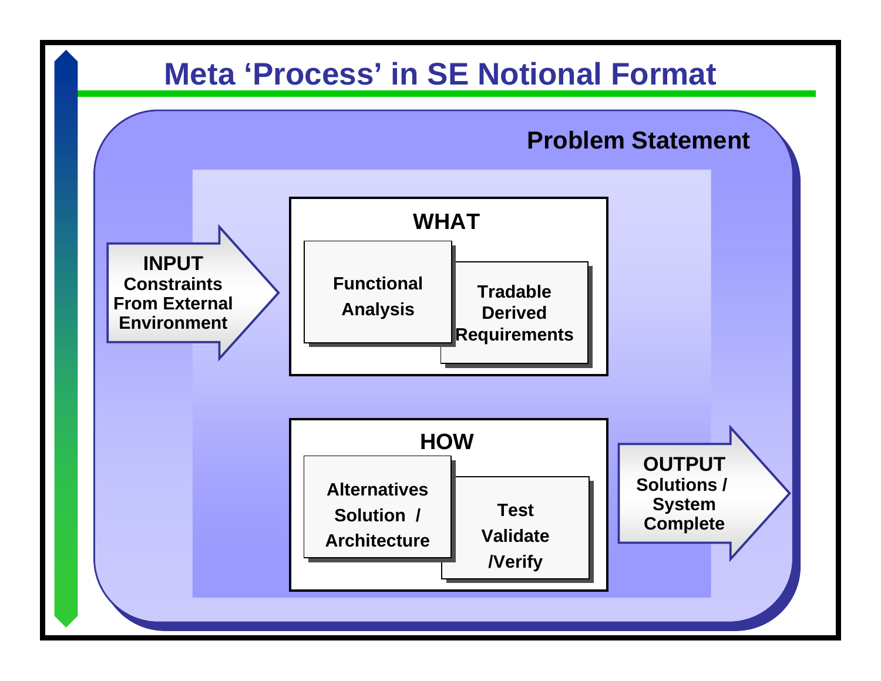# Meta 'Process' in SE Notional Format

**Problem Statement**

**INPUT**
Constraints From External Environment

**WHAT**
- Functional Analysis
- Tradable Derived Requirements

**HOW**
- Alternatives Solution / Architecture
- Test Validate /Verify

**OUTPUT**
Solutions / System Complete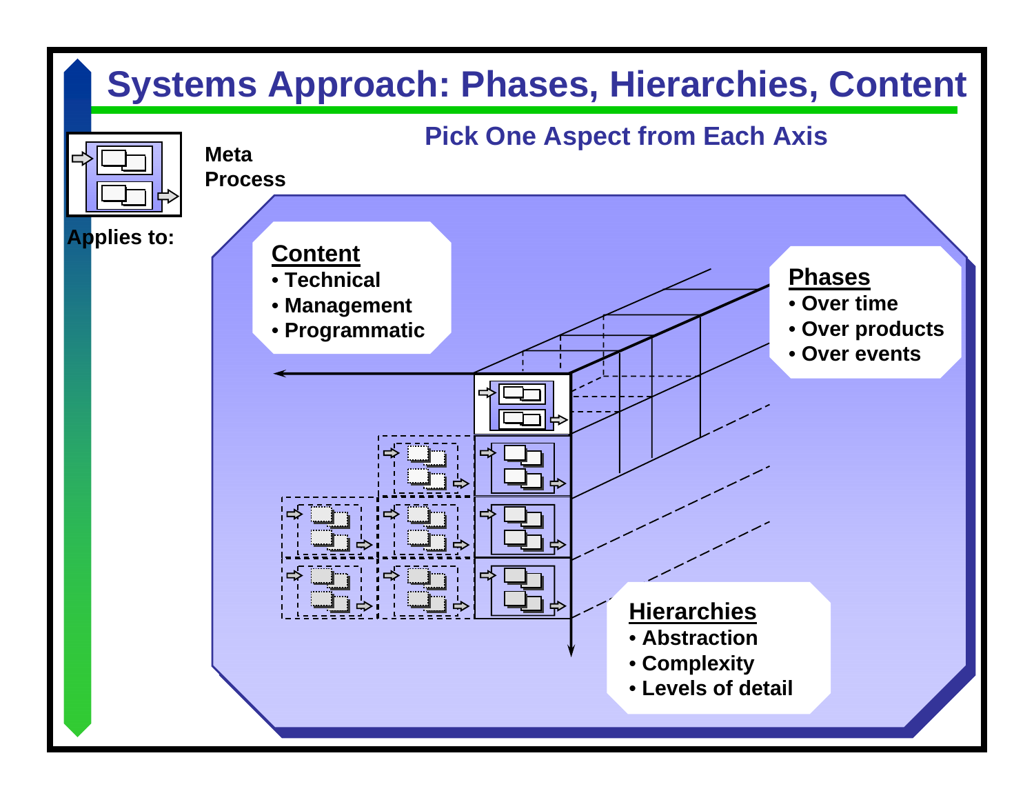# Systems Approach: Phases, Hierarchies, Content

Meta Process

Applies to:

## Pick One Aspect from Each Axis

**Content**
- Technical
- Management
- Programmatic

**Phases**
- Over time
- Over products
- Over events

**Hierarchies**
- Abstraction
- Complexity
- Levels of detail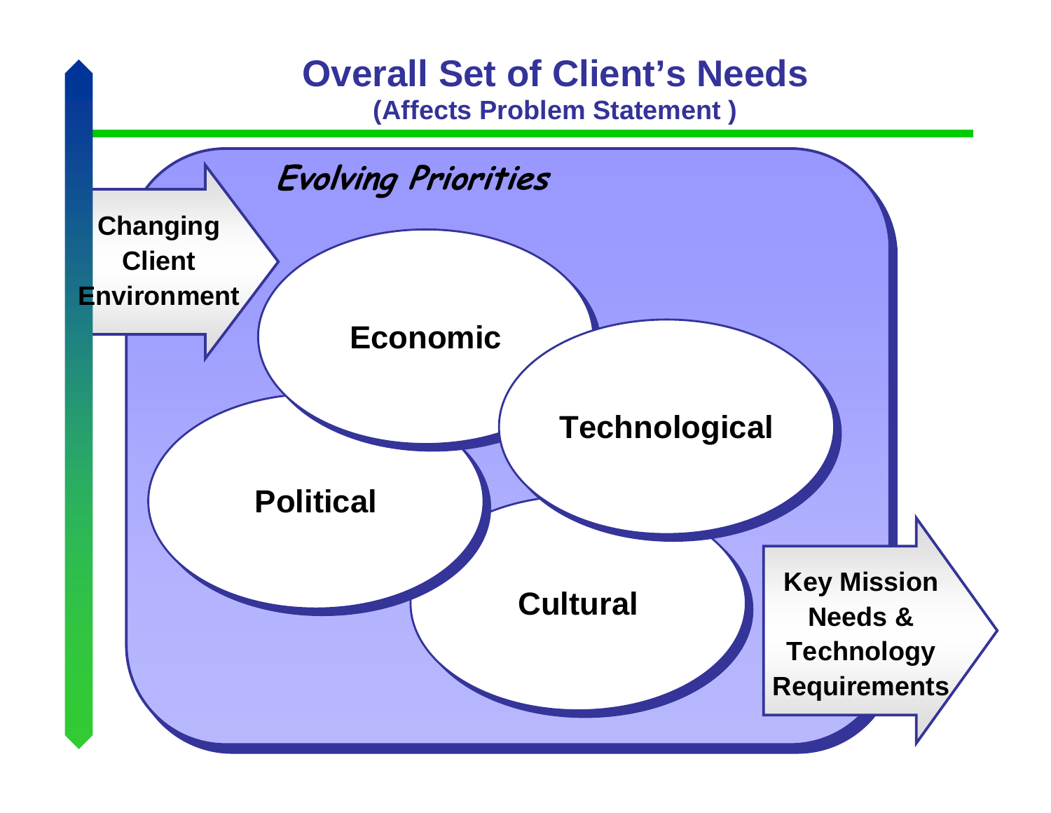# Overall Set of Client's Needs

**(Affects Problem Statement )**

*Evolving Priorities*

**Changing Client Environment**

**Economic**

**Technological**

**Political**

**Cultural**

**Key Mission Needs & Technology Requirements**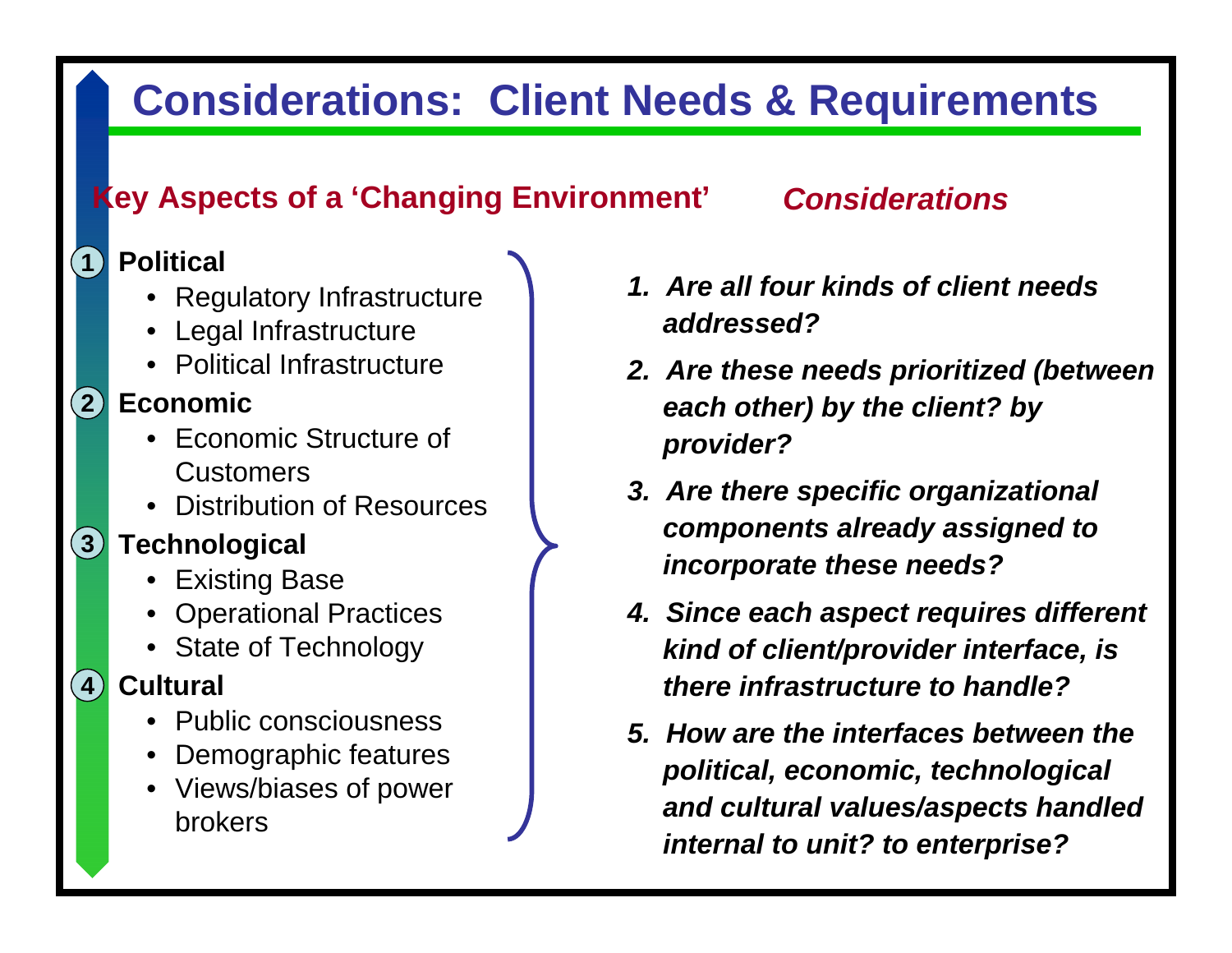# Considerations: Client Needs & Requirements

## Key Aspects of a 'Changing Environment'

1. **Political**
   - Regulatory Infrastructure
   - Legal Infrastructure
   - Political Infrastructure
2. **Economic**
   - Economic Structure of Customers
   - Distribution of Resources
3. **Technological**
   - Existing Base
   - Operational Practices
   - State of Technology
4. **Cultural**
   - Public consciousness
   - Demographic features
   - Views/biases of power brokers

## *Considerations*

1. ***Are all four kinds of client needs addressed?***
2. ***Are these needs prioritized (between each other) by the client? by provider?***
3. ***Are there specific organizational components already assigned to incorporate these needs?***
4. ***Since each aspect requires different kind of client/provider interface, is there infrastructure to handle?***
5. ***How are the interfaces between the political, economic, technological and cultural values/aspects handled internal to unit? to enterprise?***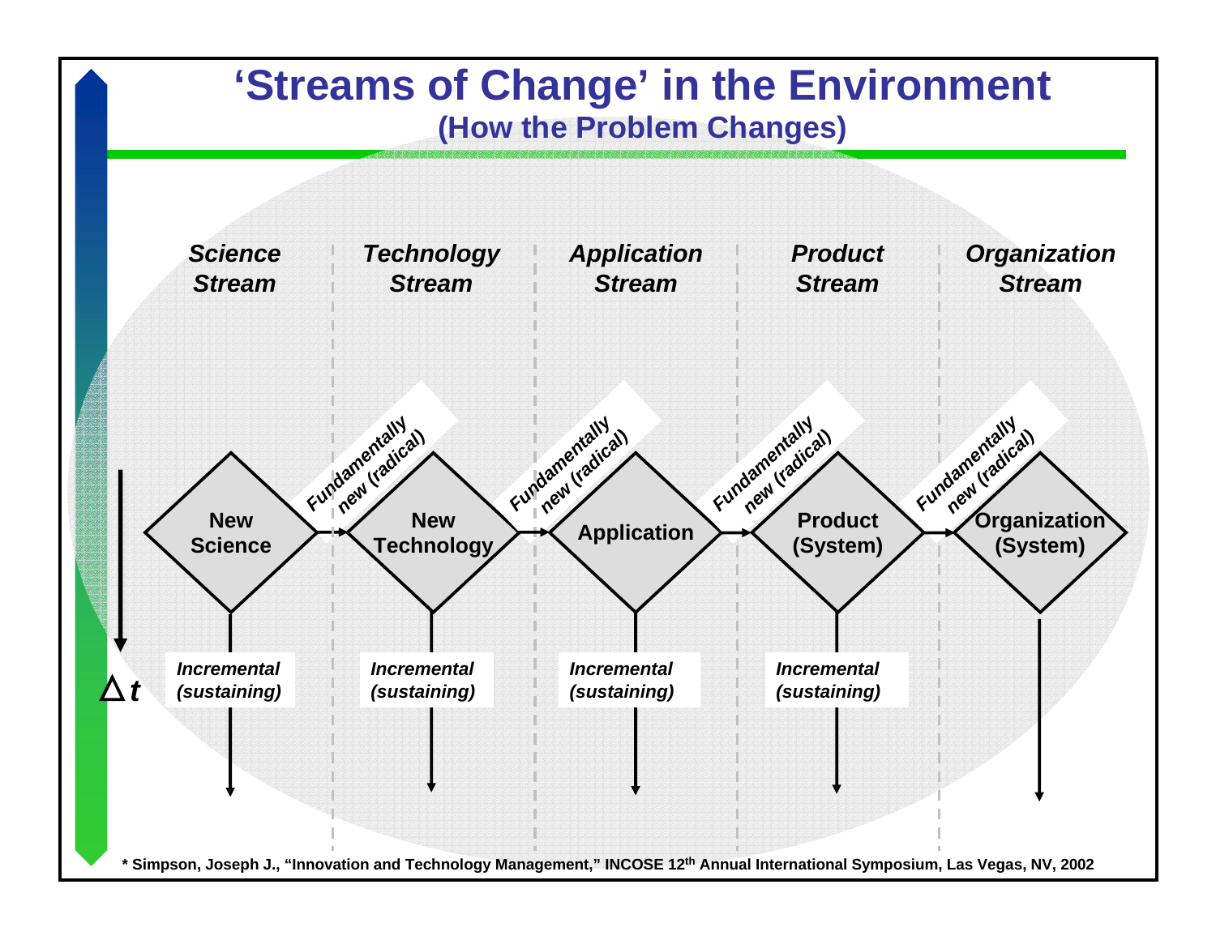# 'Streams of Change' in the Environment

## (How the Problem Changes)

| *Science Stream* | *Technology Stream* | *Application Stream* | *Product Stream* | *Organization Stream* |
|---|---|---|---|---|
| **New Science** | **New Technology** | **Application** | **Product (System)** | **Organization (System)** |
| *Incremental (sustaining)* | *Incremental (sustaining)* | *Incremental (sustaining)* | *Incremental (sustaining)* | |

*Fundamentally new (radical)* — transitions between each stream: New Science → New Technology → Application → Product (System) → Organization (System)

$\Delta t$

\* Simpson, Joseph J., "Innovation and Technology Management," INCOSE 12th Annual International Symposium, Las Vegas, NV, 2002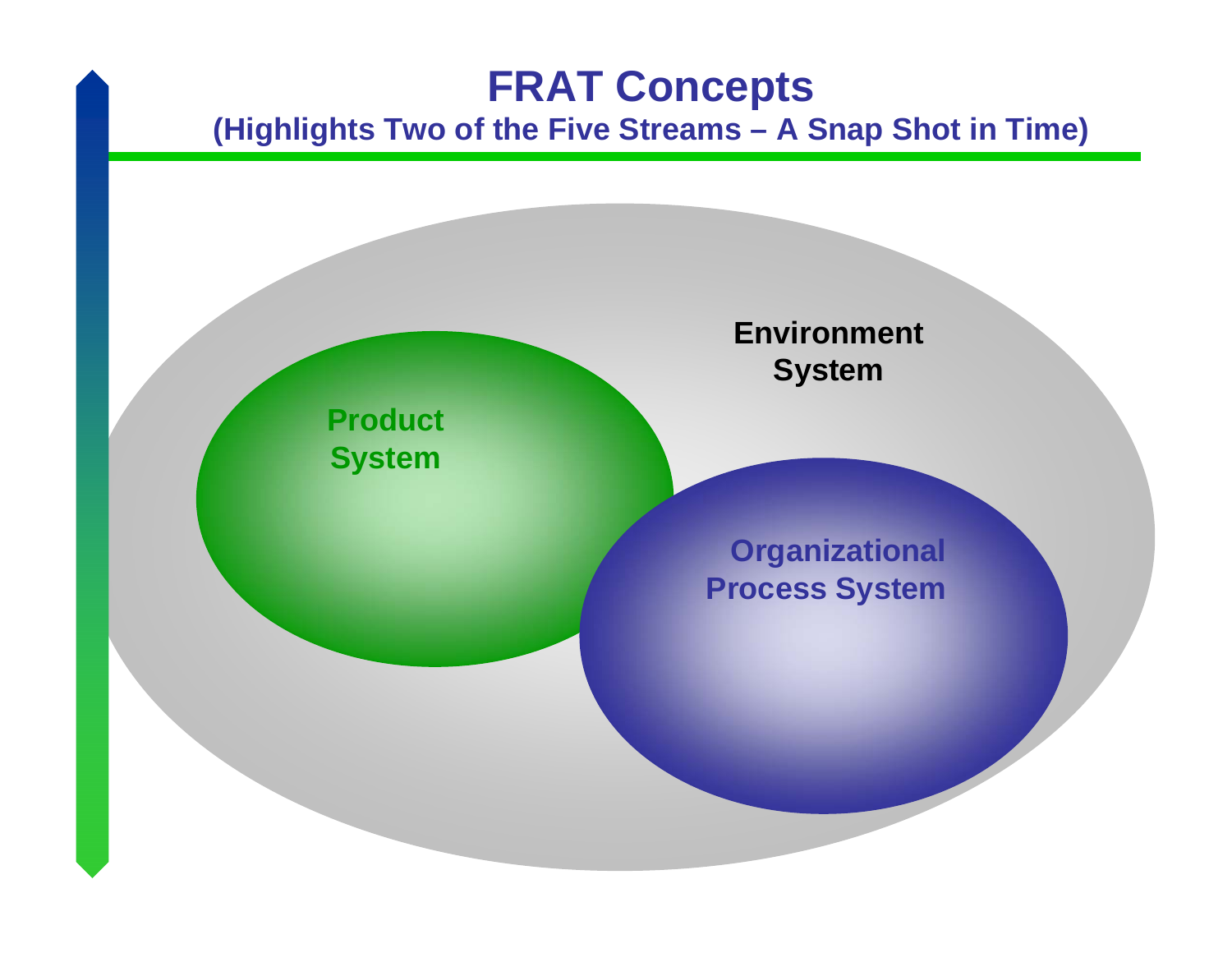# FRAT Concepts

**(Highlights Two of the Five Streams – A Snap Shot in Time)**

**Environment System**

**Product System**

**Organizational Process System**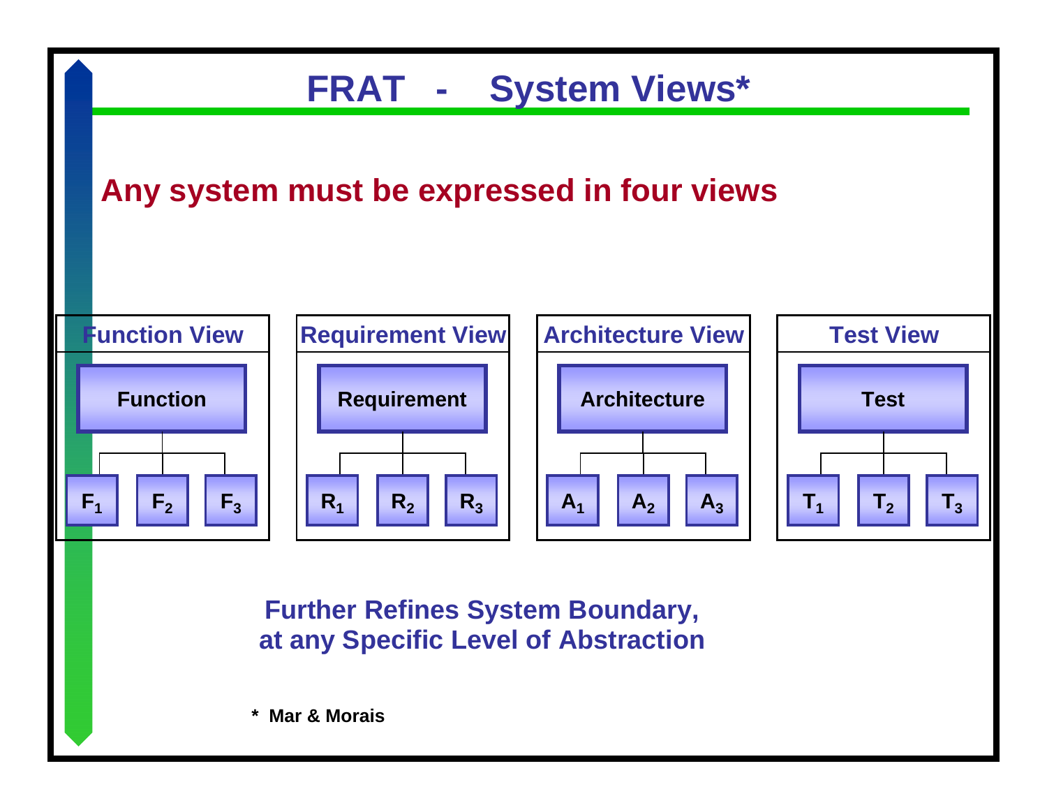# FRAT - System Views*

**Any system must be expressed in four views**

| Function View | Requirement View | Architecture View | Test View |
|---|---|---|---|
| Function | Requirement | Architecture | Test |
| $F_1$, $F_2$, $F_3$ | $R_1$, $R_2$, $R_3$ | $A_1$, $A_2$, $A_3$ | $T_1$, $T_2$, $T_3$ |

**Further Refines System Boundary, at any Specific Level of Abstraction**

**\* Mar & Morais**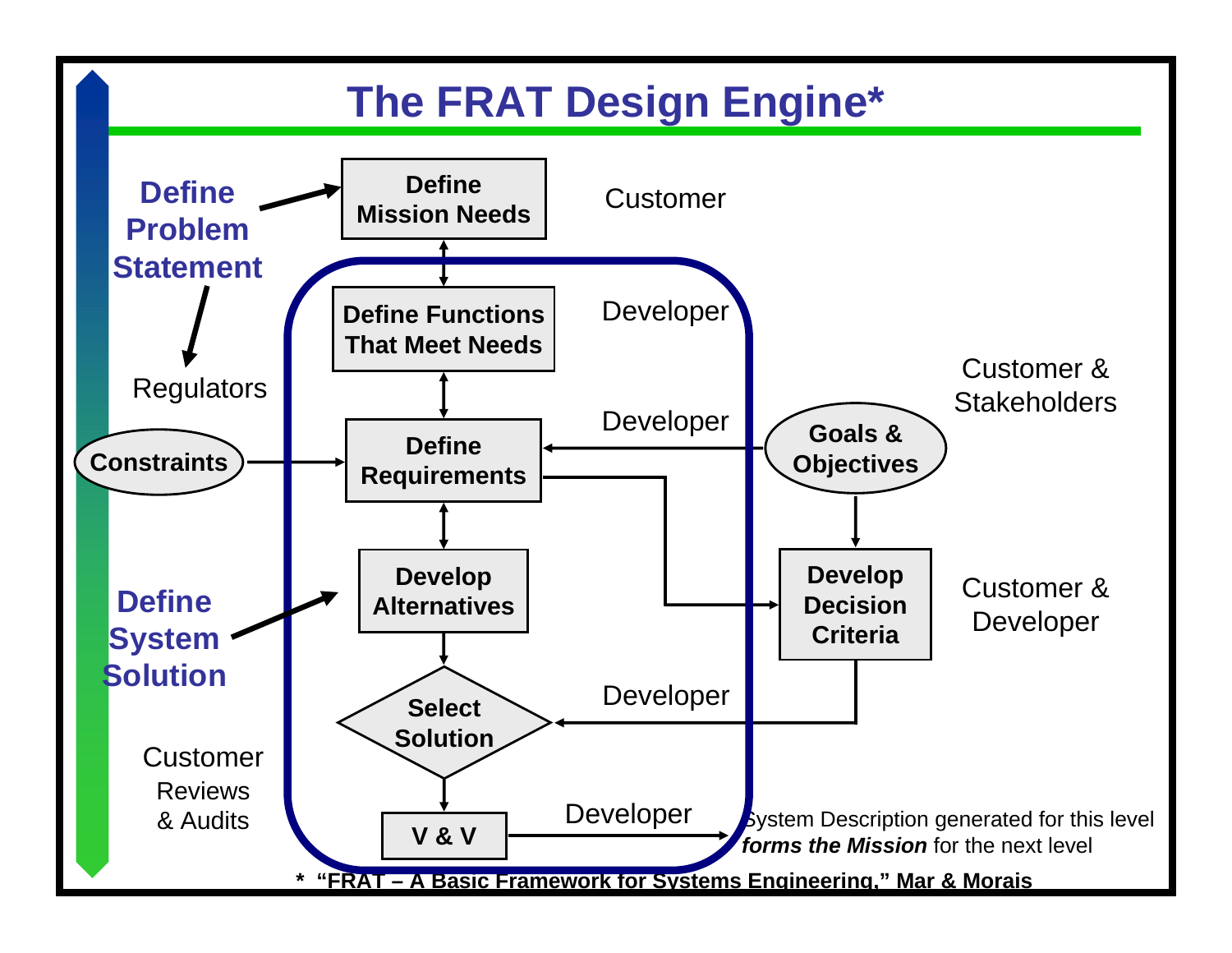# The FRAT Design Engine*

Define Problem Statement

Define Mission Needs — Customer

Define Functions That Meet Needs — Developer

Regulators

Constraints

Define Requirements — Developer

Goals & Objectives — Customer & Stakeholders

Develop Alternatives

Develop Decision Criteria — Customer & Developer

Define System Solution

Select Solution — Developer

Customer Reviews & Audits

V & V — Developer

System Description generated for this level ***forms the Mission*** for the next level

**\* "FRAT – A Basic Framework for Systems Engineering," Mar & Morais**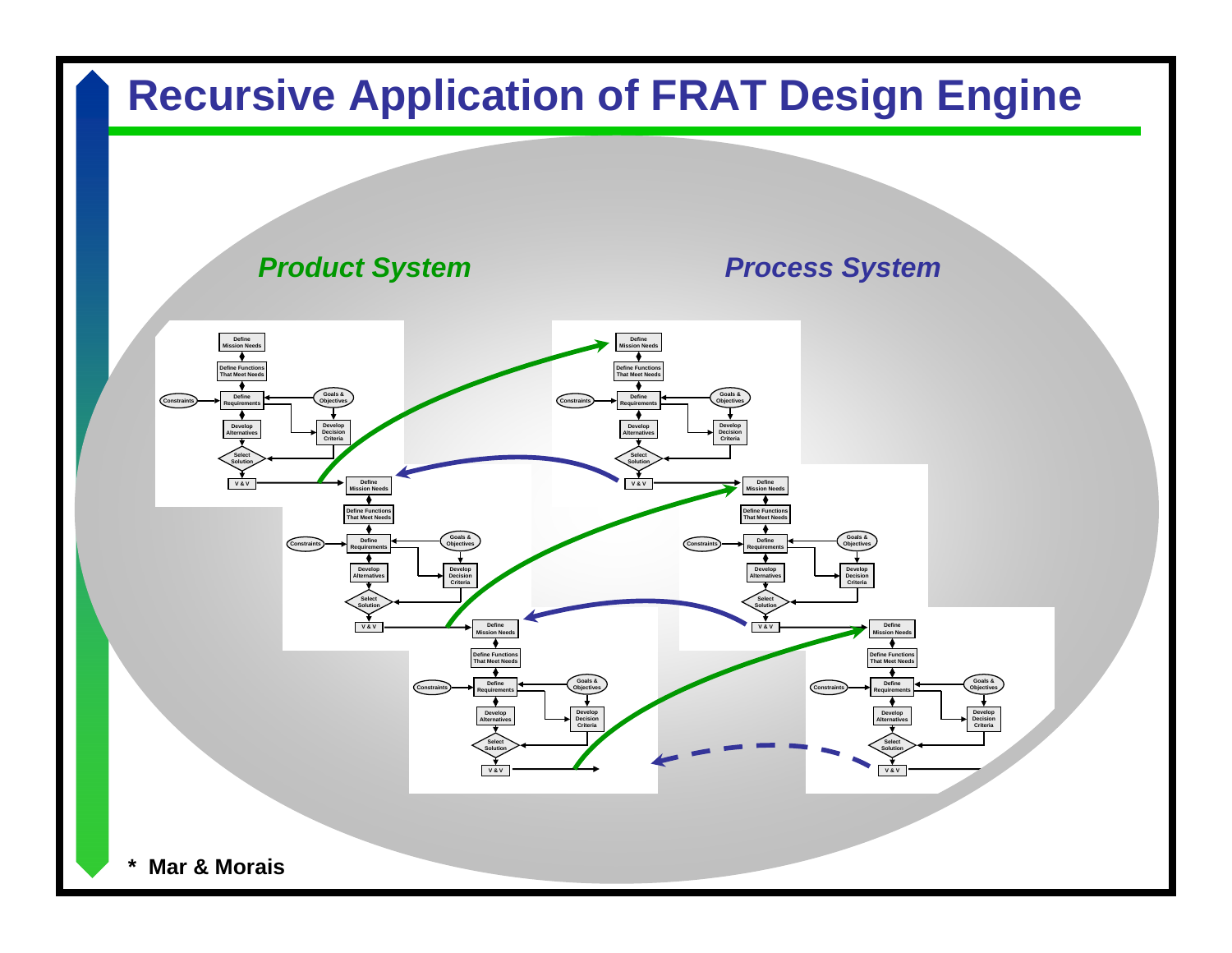# Recursive Application of FRAT Design Engine

*Product System*

*Process System*

Define Mission Needs

Define Functions That Meet Needs

Constraints

Define Requirements

Goals & Objectives

Develop Alternatives

Develop Decision Criteria

Select Solution

V & V

* Mar & Morais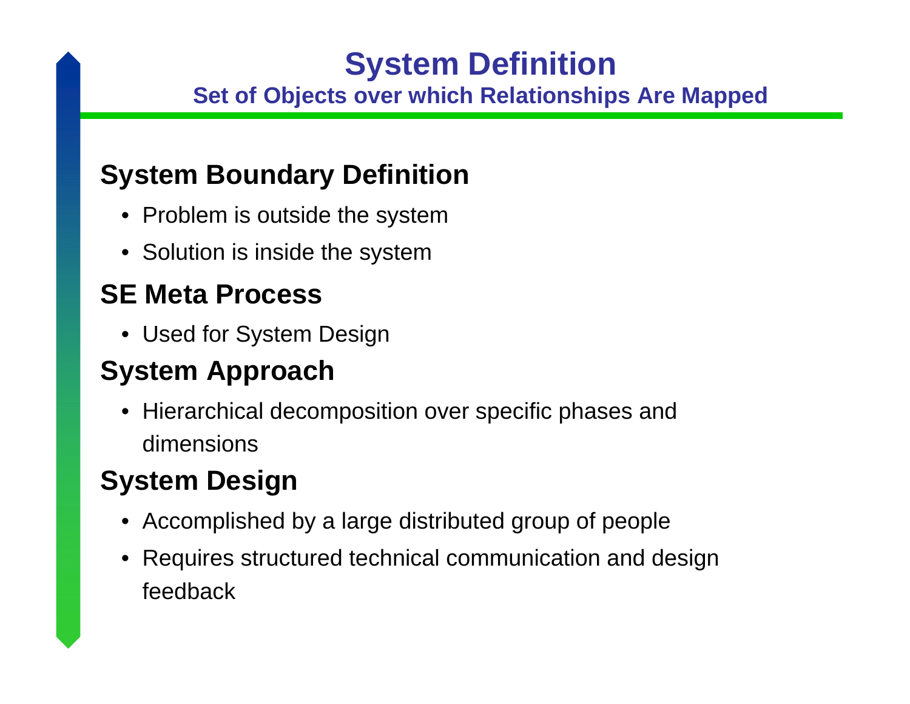# System Definition

## Set of Objects over which Relationships Are Mapped

### System Boundary Definition

- Problem is outside the system
- Solution is inside the system

### SE Meta Process

- Used for System Design

### System Approach

- Hierarchical decomposition over specific phases and dimensions

### System Design

- Accomplished by a large distributed group of people
- Requires structured technical communication and design feedback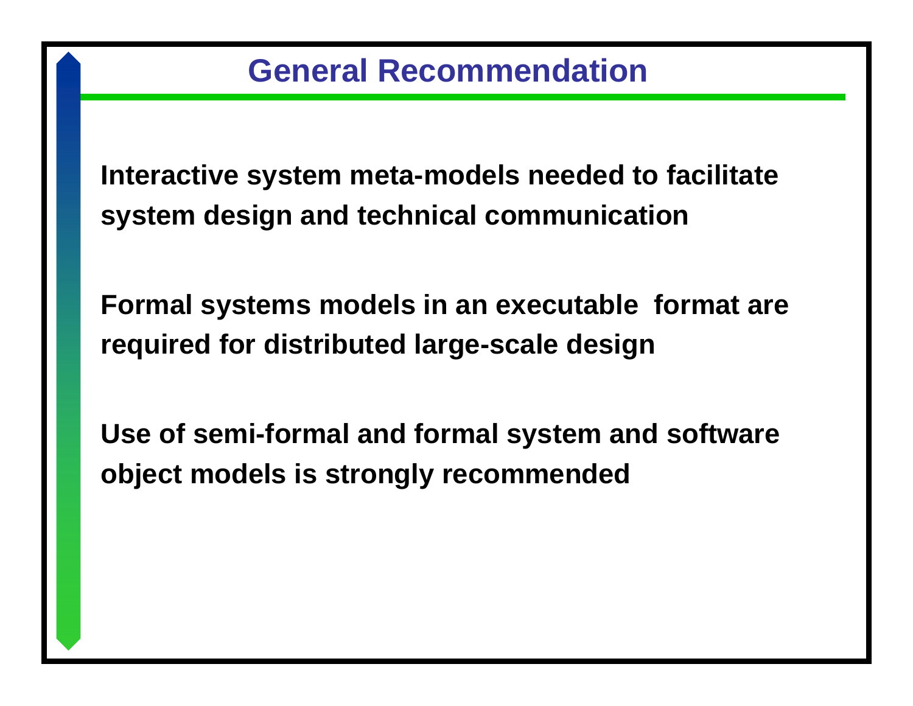# General Recommendation

**Interactive system meta-models needed to facilitate system design and technical communication**

**Formal systems models in an executable format are required for distributed large-scale design**

**Use of semi-formal and formal system and software object models is strongly recommended**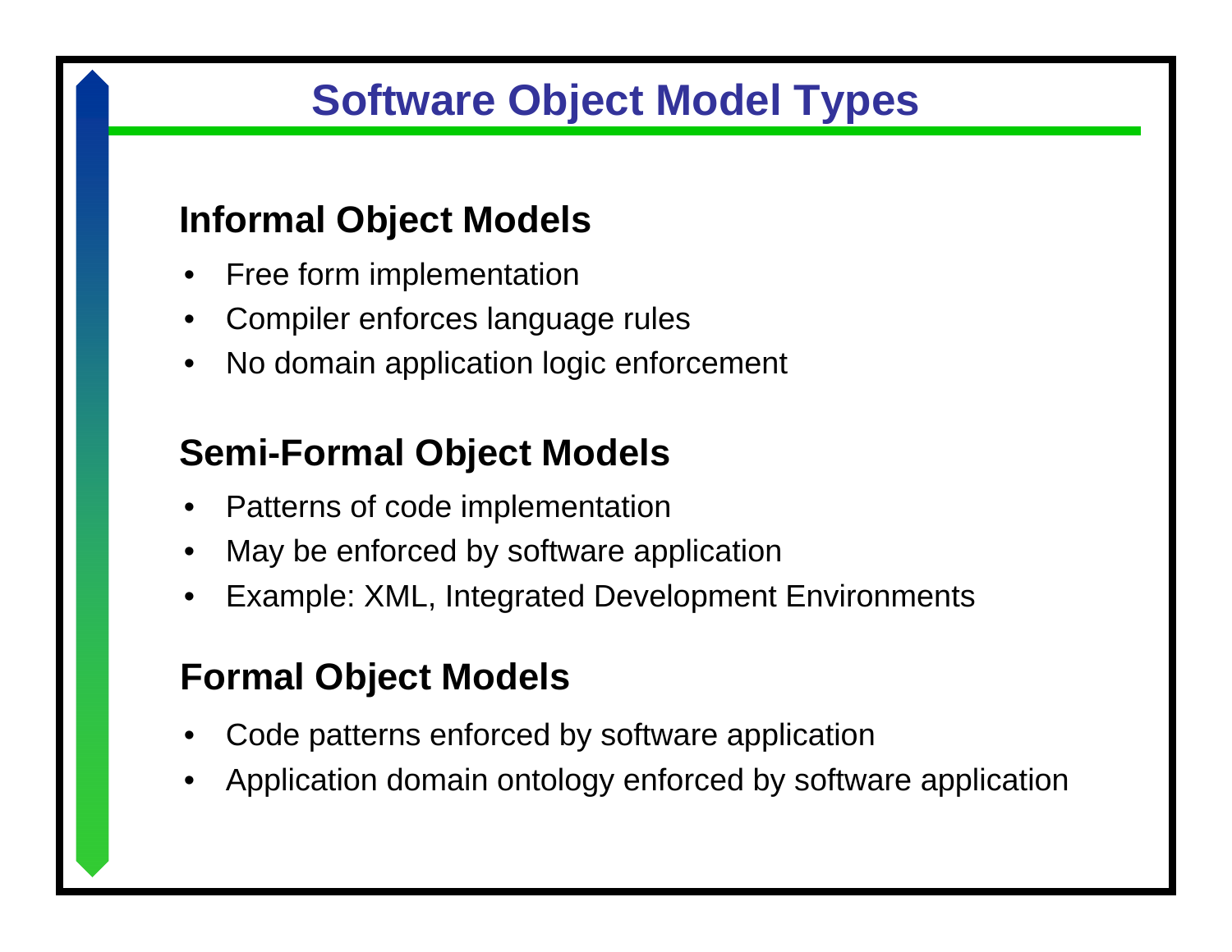# Software Object Model Types

## Informal Object Models

- Free form implementation
- Compiler enforces language rules
- No domain application logic enforcement

## Semi-Formal Object Models

- Patterns of code implementation
- May be enforced by software application
- Example: XML, Integrated Development Environments

## Formal Object Models

- Code patterns enforced by software application
- Application domain ontology enforced by software application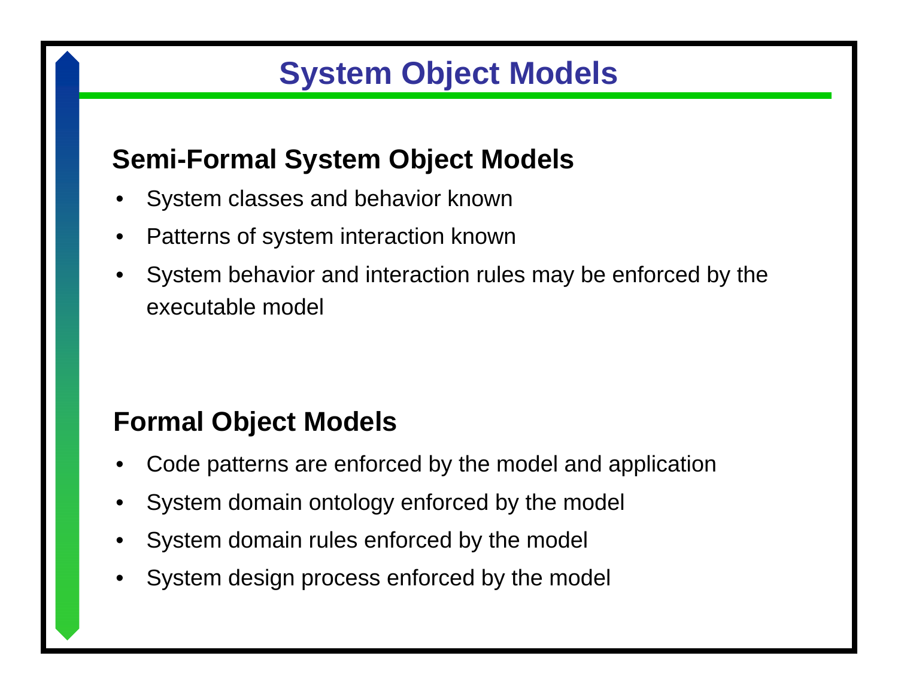# System Object Models

## Semi-Formal System Object Models

- System classes and behavior known
- Patterns of system interaction known
- System behavior and interaction rules may be enforced by the executable model

## Formal Object Models

- Code patterns are enforced by the model and application
- System domain ontology enforced by the model
- System domain rules enforced by the model
- System design process enforced by the model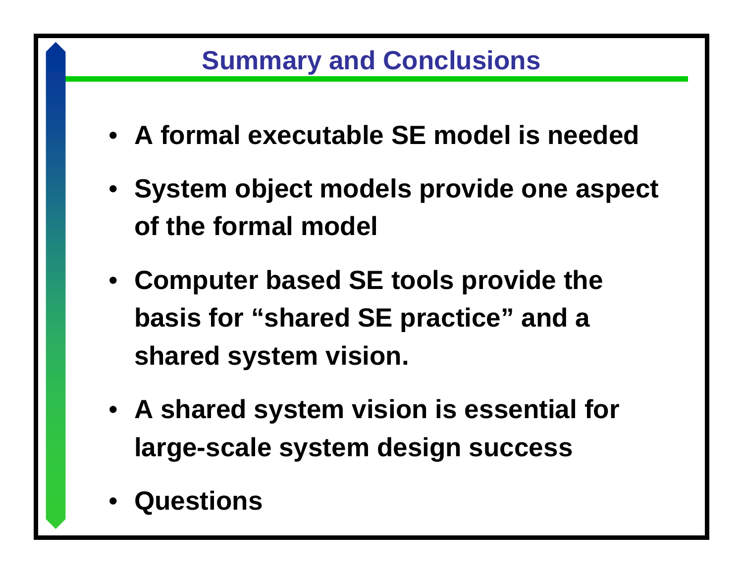# Summary and Conclusions

- **A formal executable SE model is needed**
- **System object models provide one aspect of the formal model**
- **Computer based SE tools provide the basis for “shared SE practice” and a shared system vision.**
- **A shared system vision is essential for large-scale system design success**
- **Questions**